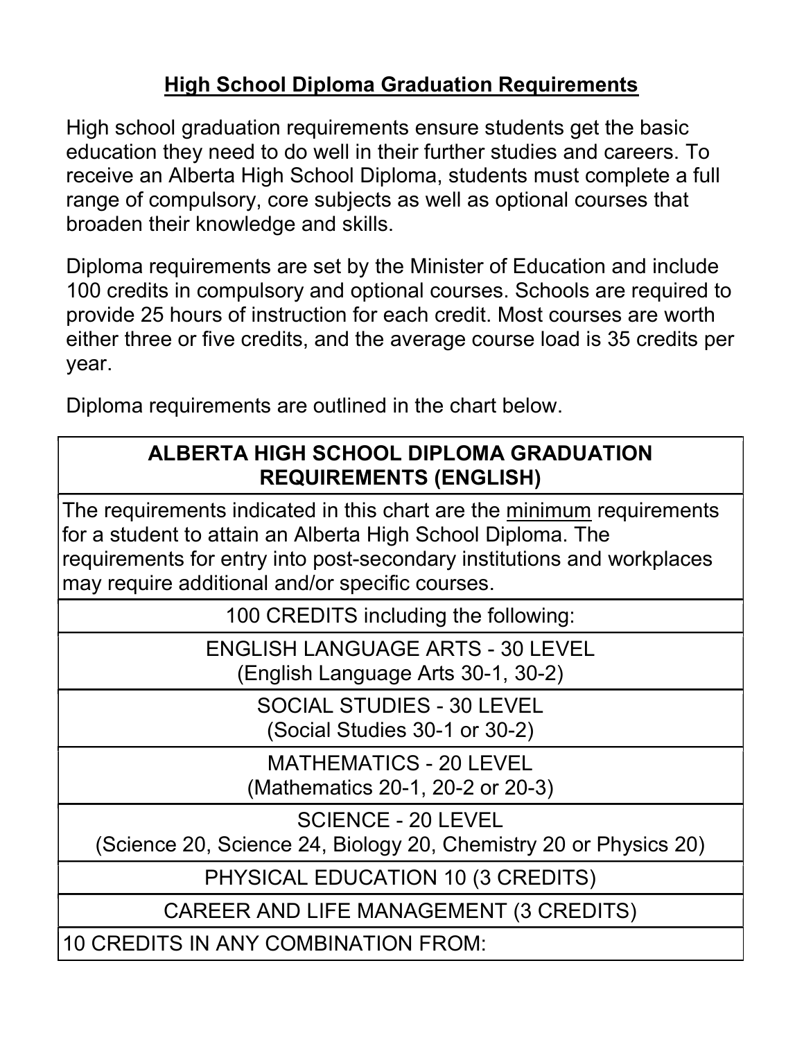# High School Diploma Graduation Requirements

High school graduation requirements ensure students get the basic education they need to do well in their further studies and careers. To receive an Alberta High School Diploma, students must complete a full range of compulsory, core subjects as well as optional courses that broaden their knowledge and skills.

Diploma requirements are set by the Minister of Education and include 100 credits in compulsory and optional courses. Schools are required to provide 25 hours of instruction for each credit. Most courses are worth either three or five credits, and the average course load is 35 credits per year.

Diploma requirements are outlined in the chart below.

| **ALBERTA HIGH SCHOOL DIPLOMA GRADUATION REQUIREMENTS (ENGLISH)** |
|---|
| The requirements indicated in this chart are the minimum requirements for a student to attain an Alberta High School Diploma. The requirements for entry into post-secondary institutions and workplaces may require additional and/or specific courses. |
| 100 CREDITS including the following: |
| ENGLISH LANGUAGE ARTS - 30 LEVEL (English Language Arts 30-1, 30-2) |
| SOCIAL STUDIES - 30 LEVEL (Social Studies 30-1 or 30-2) |
| MATHEMATICS - 20 LEVEL (Mathematics 20-1, 20-2 or 20-3) |
| SCIENCE - 20 LEVEL (Science 20, Science 24, Biology 20, Chemistry 20 or Physics 20) |
| PHYSICAL EDUCATION 10 (3 CREDITS) |
| CAREER AND LIFE MANAGEMENT (3 CREDITS) |
| 10 CREDITS IN ANY COMBINATION FROM: |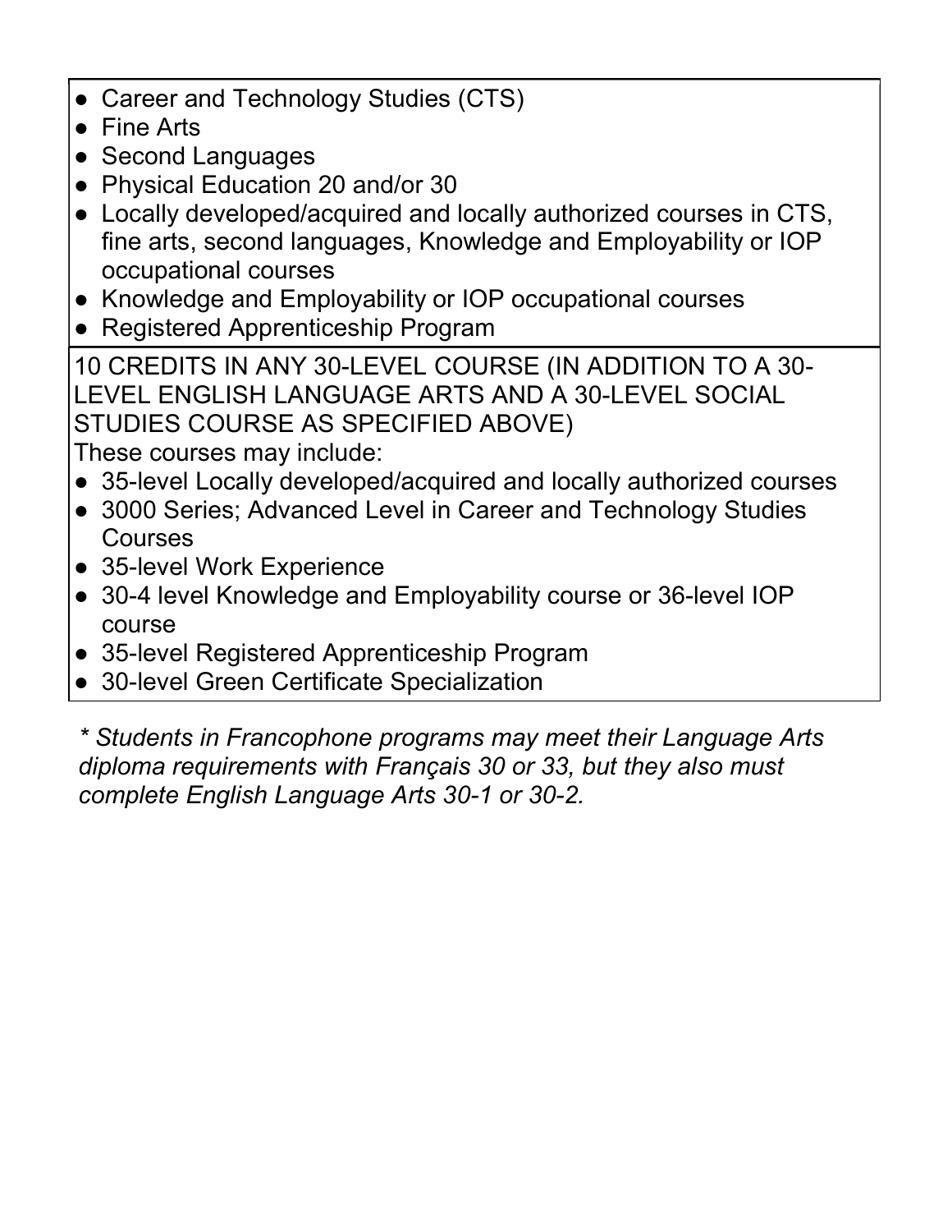| |
|---|
| <ul><li>Career and Technology Studies (CTS)</li><li>Fine Arts</li><li>Second Languages</li><li>Physical Education 20 and/or 30</li><li>Locally developed/acquired and locally authorized courses in CTS, fine arts, second languages, Knowledge and Employability or IOP occupational courses</li><li>Knowledge and Employability or IOP occupational courses</li><li>Registered Apprenticeship Program</li></ul> |
| 10 CREDITS IN ANY 30-LEVEL COURSE (IN ADDITION TO A 30-LEVEL ENGLISH LANGUAGE ARTS AND A 30-LEVEL SOCIAL STUDIES COURSE AS SPECIFIED ABOVE)<br>These courses may include:<ul><li>35-level Locally developed/acquired and locally authorized courses</li><li>3000 Series; Advanced Level in Career and Technology Studies Courses</li><li>35-level Work Experience</li><li>30-4 level Knowledge and Employability course or 36-level IOP course</li><li>35-level Registered Apprenticeship Program</li><li>30-level Green Certificate Specialization</li></ul> |

*\* Students in Francophone programs may meet their Language Arts diploma requirements with Français 30 or 33, but they also must complete English Language Arts 30-1 or 30-2.*